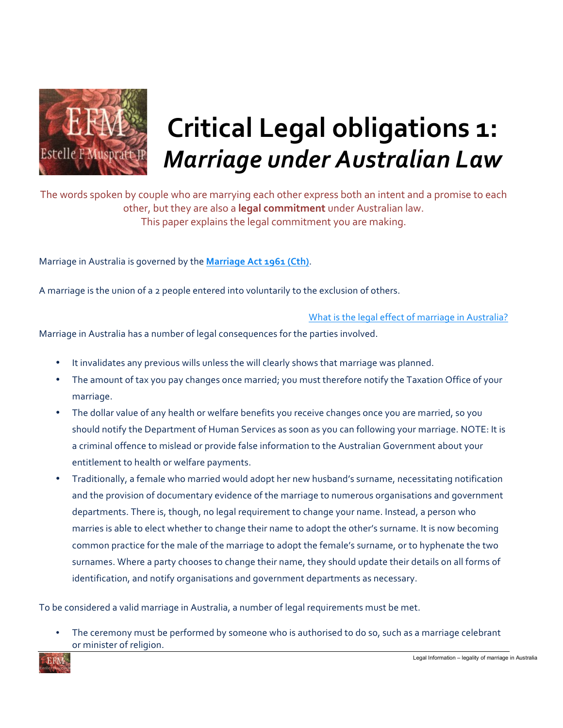# Critical Legal obligations 1: *Marriage under Australian Law*

The words spoken by couple who are marrying each other express both an intent and a promise to each other, but they are also a **legal commitment** under Australian law.
This paper explains the legal commitment you are making.

Marriage in Australia is governed by the **[Marriage Act 1961 (Cth)]**.

A marriage is the union of a 2 people entered into voluntarily to the exclusion of others.

[What is the legal effect of marriage in Australia?]

Marriage in Australia has a number of legal consequences for the parties involved.

- It invalidates any previous wills unless the will clearly shows that marriage was planned.
- The amount of tax you pay changes once married; you must therefore notify the Taxation Office of your marriage.
- The dollar value of any health or welfare benefits you receive changes once you are married, so you should notify the Department of Human Services as soon as you can following your marriage. NOTE: It is a criminal offence to mislead or provide false information to the Australian Government about your entitlement to health or welfare payments.
- Traditionally, a female who married would adopt her new husband's surname, necessitating notification and the provision of documentary evidence of the marriage to numerous organisations and government departments. There is, though, no legal requirement to change your name. Instead, a person who marries is able to elect whether to change their name to adopt the other's surname. It is now becoming common practice for the male of the marriage to adopt the female's surname, or to hyphenate the two surnames. Where a party chooses to change their name, they should update their details on all forms of identification, and notify organisations and government departments as necessary.

To be considered a valid marriage in Australia, a number of legal requirements must be met.

- The ceremony must be performed by someone who is authorised to do so, such as a marriage celebrant or minister of religion.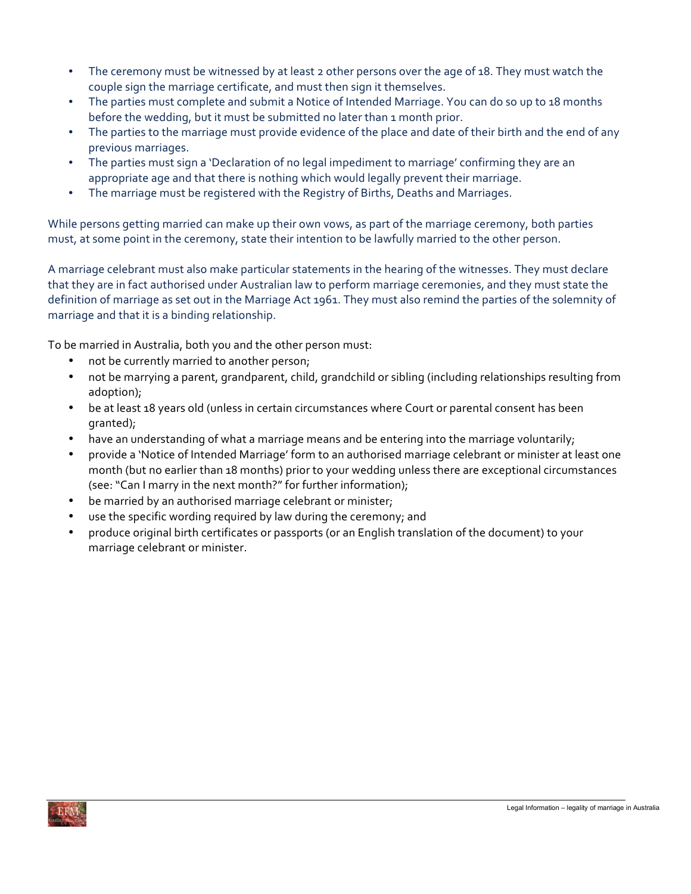- The ceremony must be witnessed by at least 2 other persons over the age of 18. They must watch the couple sign the marriage certificate, and must then sign it themselves.
- The parties must complete and submit a Notice of Intended Marriage. You can do so up to 18 months before the wedding, but it must be submitted no later than 1 month prior.
- The parties to the marriage must provide evidence of the place and date of their birth and the end of any previous marriages.
- The parties must sign a 'Declaration of no legal impediment to marriage' confirming they are an appropriate age and that there is nothing which would legally prevent their marriage.
- The marriage must be registered with the Registry of Births, Deaths and Marriages.

While persons getting married can make up their own vows, as part of the marriage ceremony, both parties must, at some point in the ceremony, state their intention to be lawfully married to the other person.

A marriage celebrant must also make particular statements in the hearing of the witnesses. They must declare that they are in fact authorised under Australian law to perform marriage ceremonies, and they must state the definition of marriage as set out in the Marriage Act 1961. They must also remind the parties of the solemnity of marriage and that it is a binding relationship.

To be married in Australia, both you and the other person must:

- not be currently married to another person;
- not be marrying a parent, grandparent, child, grandchild or sibling (including relationships resulting from adoption);
- be at least 18 years old (unless in certain circumstances where Court or parental consent has been granted);
- have an understanding of what a marriage means and be entering into the marriage voluntarily;
- provide a 'Notice of Intended Marriage' form to an authorised marriage celebrant or minister at least one month (but no earlier than 18 months) prior to your wedding unless there are exceptional circumstances (see: "Can I marry in the next month?" for further information);
- be married by an authorised marriage celebrant or minister;
- use the specific wording required by law during the ceremony; and
- produce original birth certificates or passports (or an English translation of the document) to your marriage celebrant or minister.